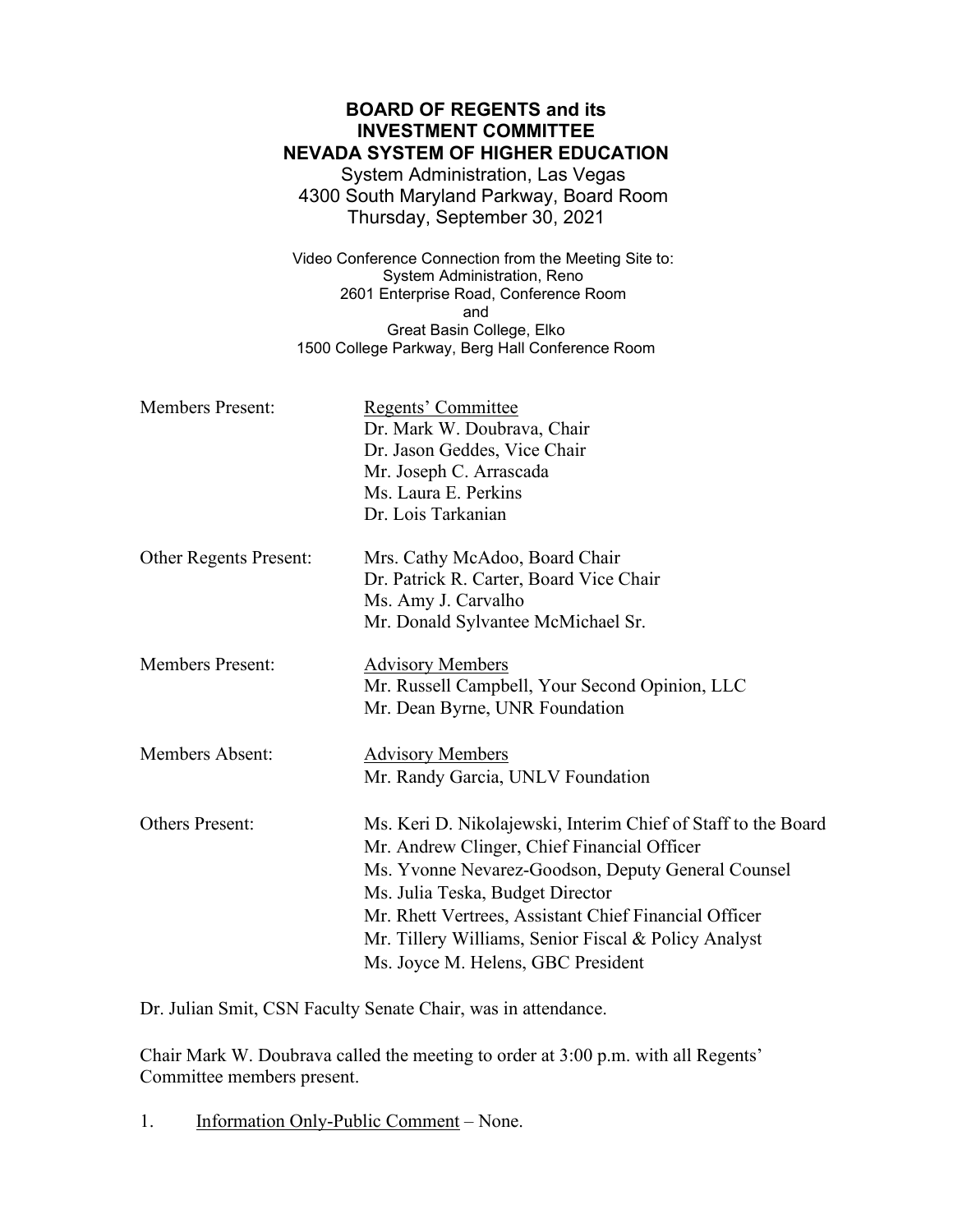**BOARD OF REGENTS and its**
**INVESTMENT COMMITTEE**
**NEVADA SYSTEM OF HIGHER EDUCATION**

System Administration, Las Vegas
4300 South Maryland Parkway, Board Room
Thursday, September 30, 2021

Video Conference Connection from the Meeting Site to:
System Administration, Reno
2601 Enterprise Road, Conference Room
and
Great Basin College, Elko
1500 College Parkway, Berg Hall Conference Room

| | |
|---|---|
| Members Present: | <u>Regents' Committee</u><br>Dr. Mark W. Doubrava, Chair<br>Dr. Jason Geddes, Vice Chair<br>Mr. Joseph C. Arrascada<br>Ms. Laura E. Perkins<br>Dr. Lois Tarkanian |
| Other Regents Present: | Mrs. Cathy McAdoo, Board Chair<br>Dr. Patrick R. Carter, Board Vice Chair<br>Ms. Amy J. Carvalho<br>Mr. Donald Sylvantee McMichael Sr. |
| Members Present: | <u>Advisory Members</u><br>Mr. Russell Campbell, Your Second Opinion, LLC<br>Mr. Dean Byrne, UNR Foundation |
| Members Absent: | <u>Advisory Members</u><br>Mr. Randy Garcia, UNLV Foundation |
| Others Present: | Ms. Keri D. Nikolajewski, Interim Chief of Staff to the Board<br>Mr. Andrew Clinger, Chief Financial Officer<br>Ms. Yvonne Nevarez-Goodson, Deputy General Counsel<br>Ms. Julia Teska, Budget Director<br>Mr. Rhett Vertrees, Assistant Chief Financial Officer<br>Mr. Tillery Williams, Senior Fiscal & Policy Analyst<br>Ms. Joyce M. Helens, GBC President |

Dr. Julian Smit, CSN Faculty Senate Chair, was in attendance.

Chair Mark W. Doubrava called the meeting to order at 3:00 p.m. with all Regents' Committee members present.

1. <u>Information Only-Public Comment</u> – None.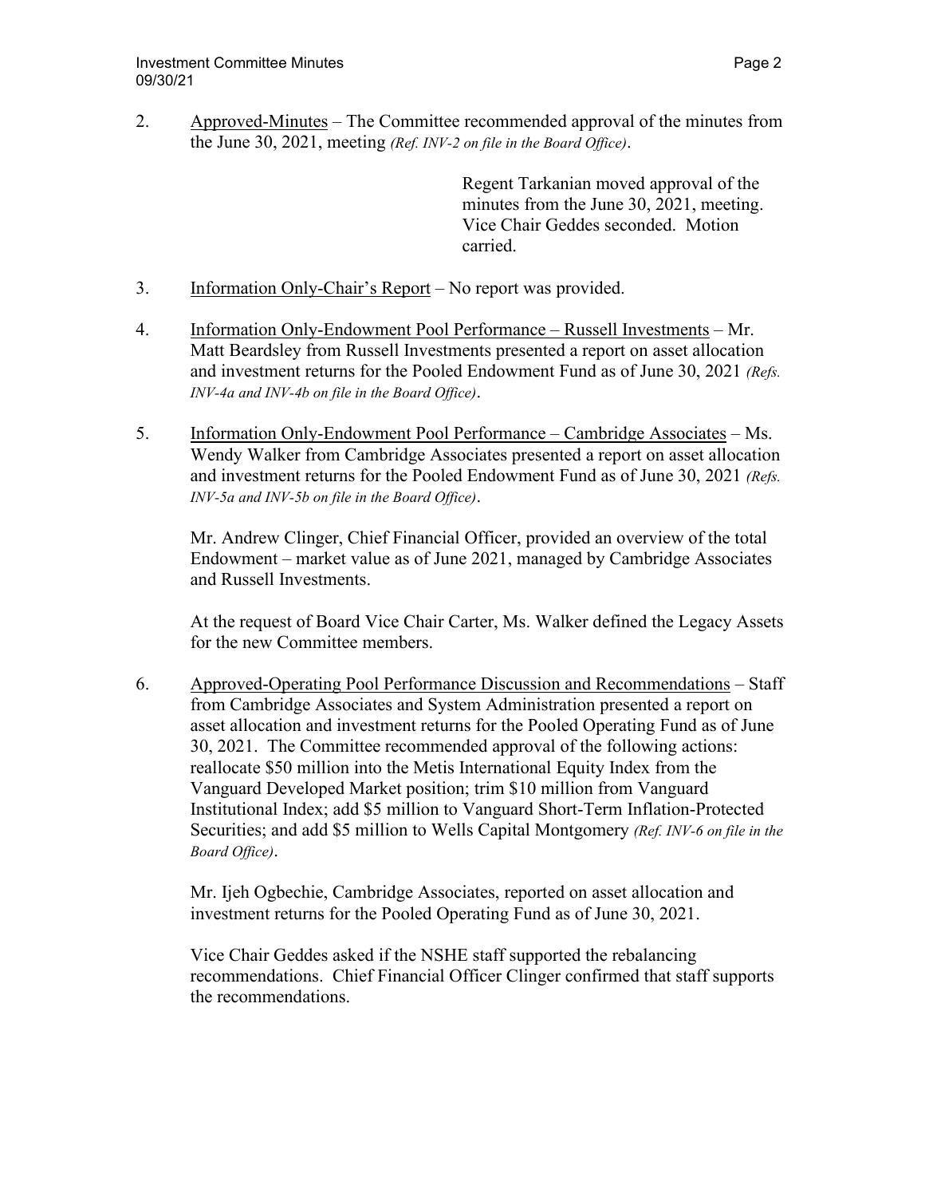2. Approved-Minutes – The Committee recommended approval of the minutes from the June 30, 2021, meeting *(Ref. INV-2 on file in the Board Office)*.

   Regent Tarkanian moved approval of the minutes from the June 30, 2021, meeting. Vice Chair Geddes seconded. Motion carried.

3. Information Only-Chair's Report – No report was provided.

4. Information Only-Endowment Pool Performance – Russell Investments – Mr. Matt Beardsley from Russell Investments presented a report on asset allocation and investment returns for the Pooled Endowment Fund as of June 30, 2021 *(Refs. INV-4a and INV-4b on file in the Board Office)*.

5. Information Only-Endowment Pool Performance – Cambridge Associates – Ms. Wendy Walker from Cambridge Associates presented a report on asset allocation and investment returns for the Pooled Endowment Fund as of June 30, 2021 *(Refs. INV-5a and INV-5b on file in the Board Office)*.

   Mr. Andrew Clinger, Chief Financial Officer, provided an overview of the total Endowment – market value as of June 2021, managed by Cambridge Associates and Russell Investments.

   At the request of Board Vice Chair Carter, Ms. Walker defined the Legacy Assets for the new Committee members.

6. Approved-Operating Pool Performance Discussion and Recommendations – Staff from Cambridge Associates and System Administration presented a report on asset allocation and investment returns for the Pooled Operating Fund as of June 30, 2021. The Committee recommended approval of the following actions: reallocate $50 million into the Metis International Equity Index from the Vanguard Developed Market position; trim $10 million from Vanguard Institutional Index; add $5 million to Vanguard Short-Term Inflation-Protected Securities; and add $5 million to Wells Capital Montgomery *(Ref. INV-6 on file in the Board Office)*.

   Mr. Ijeh Ogbechie, Cambridge Associates, reported on asset allocation and investment returns for the Pooled Operating Fund as of June 30, 2021.

   Vice Chair Geddes asked if the NSHE staff supported the rebalancing recommendations. Chief Financial Officer Clinger confirmed that staff supports the recommendations.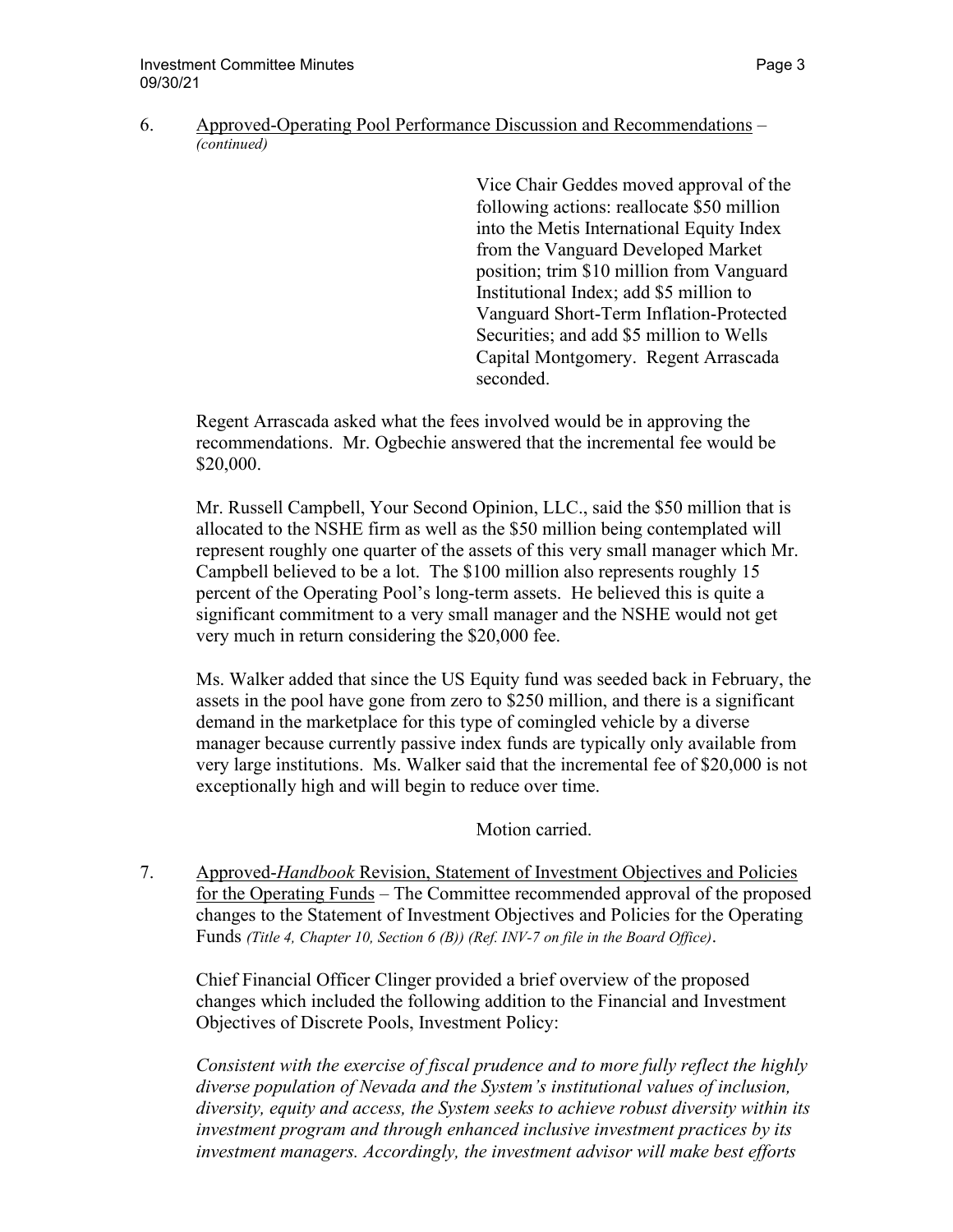6. Approved-Operating Pool Performance Discussion and Recommendations – *(continued)*

Vice Chair Geddes moved approval of the following actions: reallocate $50 million into the Metis International Equity Index from the Vanguard Developed Market position; trim $10 million from Vanguard Institutional Index; add $5 million to Vanguard Short-Term Inflation-Protected Securities; and add $5 million to Wells Capital Montgomery. Regent Arrascada seconded.

Regent Arrascada asked what the fees involved would be in approving the recommendations. Mr. Ogbechie answered that the incremental fee would be $20,000.

Mr. Russell Campbell, Your Second Opinion, LLC., said the $50 million that is allocated to the NSHE firm as well as the $50 million being contemplated will represent roughly one quarter of the assets of this very small manager which Mr. Campbell believed to be a lot. The $100 million also represents roughly 15 percent of the Operating Pool's long-term assets. He believed this is quite a significant commitment to a very small manager and the NSHE would not get very much in return considering the $20,000 fee.

Ms. Walker added that since the US Equity fund was seeded back in February, the assets in the pool have gone from zero to $250 million, and there is a significant demand in the marketplace for this type of comingled vehicle by a diverse manager because currently passive index funds are typically only available from very large institutions. Ms. Walker said that the incremental fee of $20,000 is not exceptionally high and will begin to reduce over time.

Motion carried.

7. Approved-*Handbook* Revision, Statement of Investment Objectives and Policies for the Operating Funds – The Committee recommended approval of the proposed changes to the Statement of Investment Objectives and Policies for the Operating Funds *(Title 4, Chapter 10, Section 6 (B)) (Ref. INV-7 on file in the Board Office)*.

Chief Financial Officer Clinger provided a brief overview of the proposed changes which included the following addition to the Financial and Investment Objectives of Discrete Pools, Investment Policy:

*Consistent with the exercise of fiscal prudence and to more fully reflect the highly diverse population of Nevada and the System's institutional values of inclusion, diversity, equity and access, the System seeks to achieve robust diversity within its investment program and through enhanced inclusive investment practices by its investment managers. Accordingly, the investment advisor will make best efforts*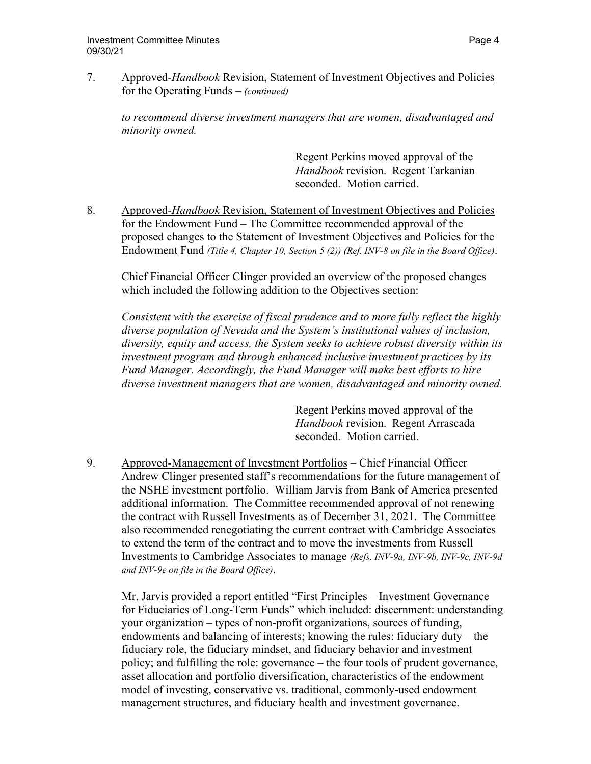7. <u>Approved-*Handbook* Revision, Statement of Investment Objectives and Policies for the Operating Funds</u> – *(continued)*

   *to recommend diverse investment managers that are women, disadvantaged and minority owned.*

   Regent Perkins moved approval of the *Handbook* revision. Regent Tarkanian seconded. Motion carried.

8. <u>Approved-*Handbook* Revision, Statement of Investment Objectives and Policies for the Endowment Fund</u> – The Committee recommended approval of the proposed changes to the Statement of Investment Objectives and Policies for the Endowment Fund *(Title 4, Chapter 10, Section 5 (2)) (Ref. INV-8 on file in the Board Office)*.

   Chief Financial Officer Clinger provided an overview of the proposed changes which included the following addition to the Objectives section:

   *Consistent with the exercise of fiscal prudence and to more fully reflect the highly diverse population of Nevada and the System's institutional values of inclusion, diversity, equity and access, the System seeks to achieve robust diversity within its investment program and through enhanced inclusive investment practices by its Fund Manager. Accordingly, the Fund Manager will make best efforts to hire diverse investment managers that are women, disadvantaged and minority owned.*

   Regent Perkins moved approval of the *Handbook* revision. Regent Arrascada seconded. Motion carried.

9. <u>Approved-Management of Investment Portfolios</u> – Chief Financial Officer Andrew Clinger presented staff's recommendations for the future management of the NSHE investment portfolio. William Jarvis from Bank of America presented additional information. The Committee recommended approval of not renewing the contract with Russell Investments as of December 31, 2021. The Committee also recommended renegotiating the current contract with Cambridge Associates to extend the term of the contract and to move the investments from Russell Investments to Cambridge Associates to manage *(Refs. INV-9a, INV-9b, INV-9c, INV-9d and INV-9e on file in the Board Office)*.

   Mr. Jarvis provided a report entitled "First Principles – Investment Governance for Fiduciaries of Long-Term Funds" which included: discernment: understanding your organization – types of non-profit organizations, sources of funding, endowments and balancing of interests; knowing the rules: fiduciary duty – the fiduciary role, the fiduciary mindset, and fiduciary behavior and investment policy; and fulfilling the role: governance – the four tools of prudent governance, asset allocation and portfolio diversification, characteristics of the endowment model of investing, conservative vs. traditional, commonly-used endowment management structures, and fiduciary health and investment governance.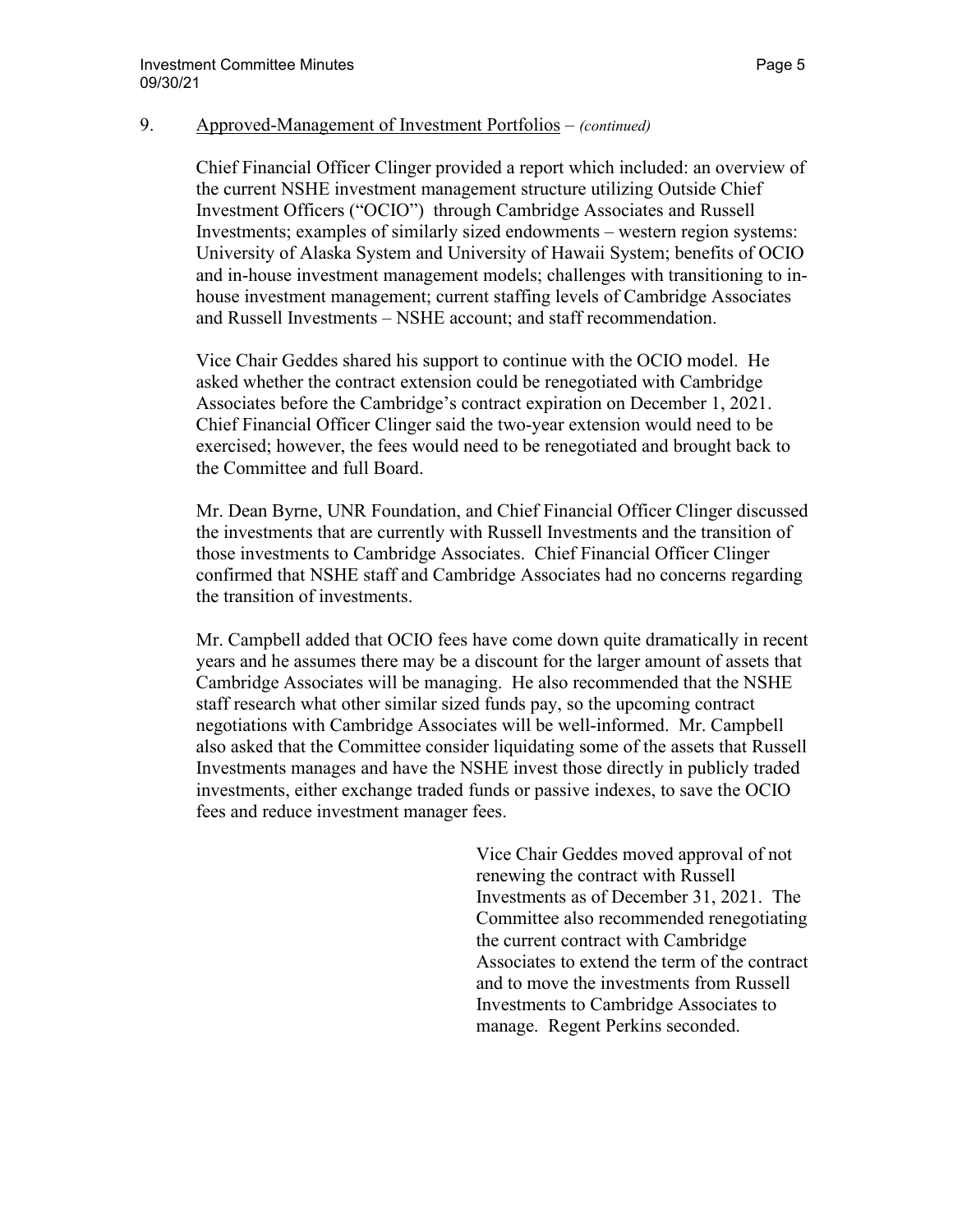9. Approved-Management of Investment Portfolios – *(continued)*

Chief Financial Officer Clinger provided a report which included: an overview of the current NSHE investment management structure utilizing Outside Chief Investment Officers ("OCIO") through Cambridge Associates and Russell Investments; examples of similarly sized endowments – western region systems: University of Alaska System and University of Hawaii System; benefits of OCIO and in-house investment management models; challenges with transitioning to in-house investment management; current staffing levels of Cambridge Associates and Russell Investments – NSHE account; and staff recommendation.

Vice Chair Geddes shared his support to continue with the OCIO model. He asked whether the contract extension could be renegotiated with Cambridge Associates before the Cambridge's contract expiration on December 1, 2021. Chief Financial Officer Clinger said the two-year extension would need to be exercised; however, the fees would need to be renegotiated and brought back to the Committee and full Board.

Mr. Dean Byrne, UNR Foundation, and Chief Financial Officer Clinger discussed the investments that are currently with Russell Investments and the transition of those investments to Cambridge Associates. Chief Financial Officer Clinger confirmed that NSHE staff and Cambridge Associates had no concerns regarding the transition of investments.

Mr. Campbell added that OCIO fees have come down quite dramatically in recent years and he assumes there may be a discount for the larger amount of assets that Cambridge Associates will be managing. He also recommended that the NSHE staff research what other similar sized funds pay, so the upcoming contract negotiations with Cambridge Associates will be well-informed. Mr. Campbell also asked that the Committee consider liquidating some of the assets that Russell Investments manages and have the NSHE invest those directly in publicly traded investments, either exchange traded funds or passive indexes, to save the OCIO fees and reduce investment manager fees.

Vice Chair Geddes moved approval of not renewing the contract with Russell Investments as of December 31, 2021. The Committee also recommended renegotiating the current contract with Cambridge Associates to extend the term of the contract and to move the investments from Russell Investments to Cambridge Associates to manage. Regent Perkins seconded.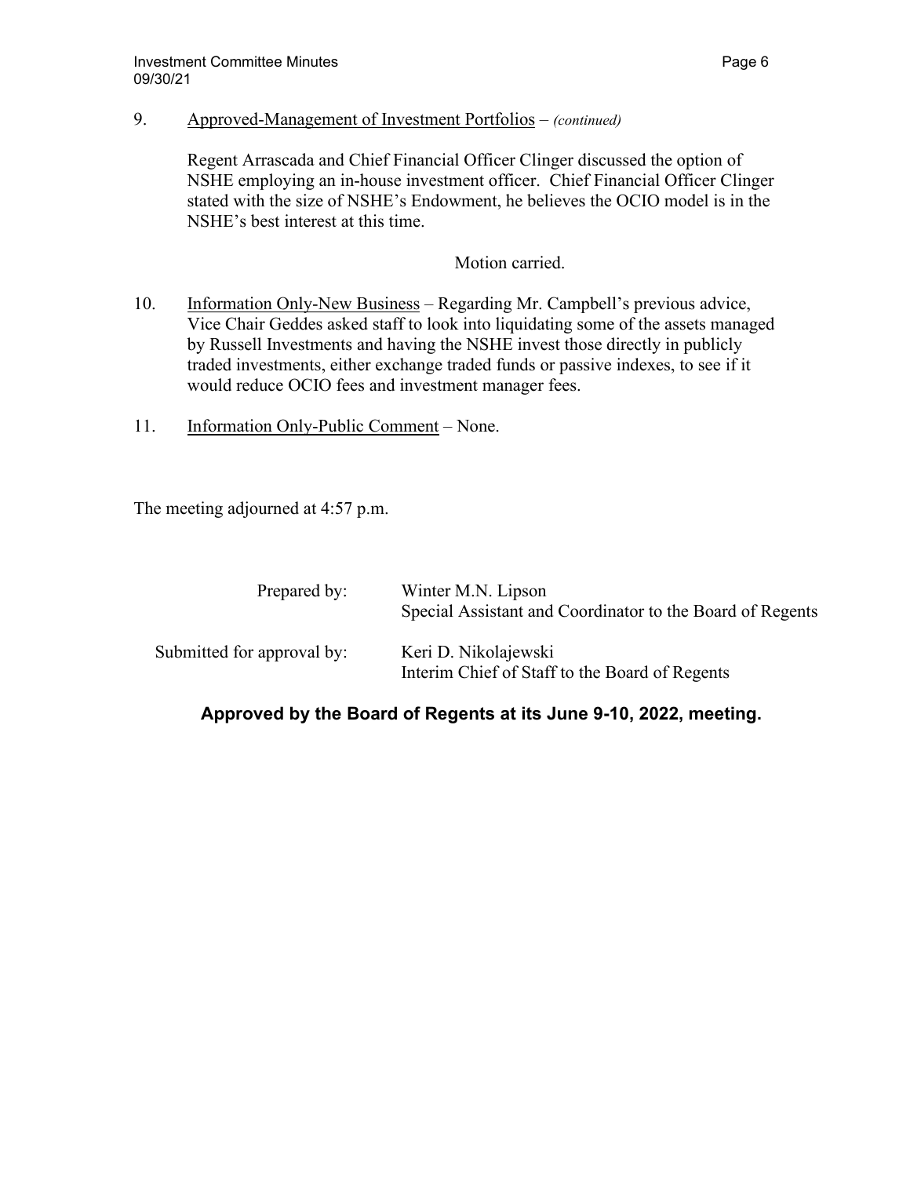9. Approved-Management of Investment Portfolios – *(continued)*

   Regent Arrascada and Chief Financial Officer Clinger discussed the option of NSHE employing an in-house investment officer. Chief Financial Officer Clinger stated with the size of NSHE's Endowment, he believes the OCIO model is in the NSHE's best interest at this time.

   Motion carried.

10. Information Only-New Business – Regarding Mr. Campbell's previous advice, Vice Chair Geddes asked staff to look into liquidating some of the assets managed by Russell Investments and having the NSHE invest those directly in publicly traded investments, either exchange traded funds or passive indexes, to see if it would reduce OCIO fees and investment manager fees.

11. Information Only-Public Comment – None.

The meeting adjourned at 4:57 p.m.

| | |
|---|---|
| Prepared by: | Winter M.N. Lipson<br>Special Assistant and Coordinator to the Board of Regents |
| Submitted for approval by: | Keri D. Nikolajewski<br>Interim Chief of Staff to the Board of Regents |

**Approved by the Board of Regents at its June 9-10, 2022, meeting.**